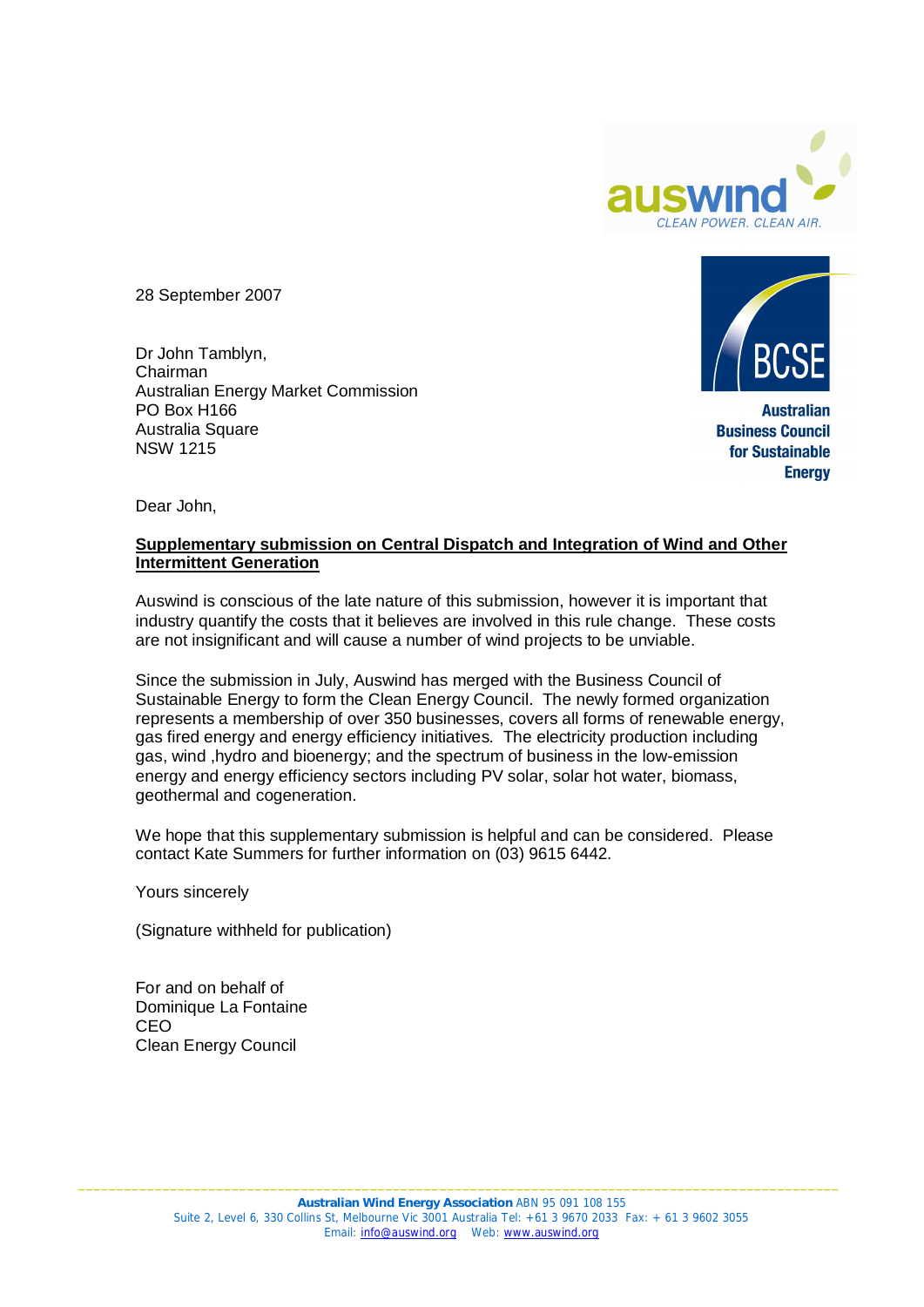28 September 2007

Dr John Tamblyn,
Chairman
Australian Energy Market Commission
PO Box H166
Australia Square
NSW 1215

Dear John,

**Supplementary submission on Central Dispatch and Integration of Wind and Other Intermittent Generation**

Auswind is conscious of the late nature of this submission, however it is important that industry quantify the costs that it believes are involved in this rule change. These costs are not insignificant and will cause a number of wind projects to be unviable.

Since the submission in July, Auswind has merged with the Business Council of Sustainable Energy to form the Clean Energy Council. The newly formed organization represents a membership of over 350 businesses, covers all forms of renewable energy, gas fired energy and energy efficiency initiatives. The electricity production including gas, wind ,hydro and bioenergy; and the spectrum of business in the low-emission energy and energy efficiency sectors including PV solar, solar hot water, biomass, geothermal and cogeneration.

We hope that this supplementary submission is helpful and can be considered. Please contact Kate Summers for further information on (03) 9615 6442.

Yours sincerely

(Signature withheld for publication)

For and on behalf of
Dominique La Fontaine
CEO
Clean Energy Council

**Australian Wind Energy Association** ABN 95 091 108 155
Suite 2, Level 6, 330 Collins St, Melbourne Vic 3001 Australia Tel: +61 3 9670 2033 Fax: + 61 3 9602 3055
Email: info@auswind.org Web: www.auswind.org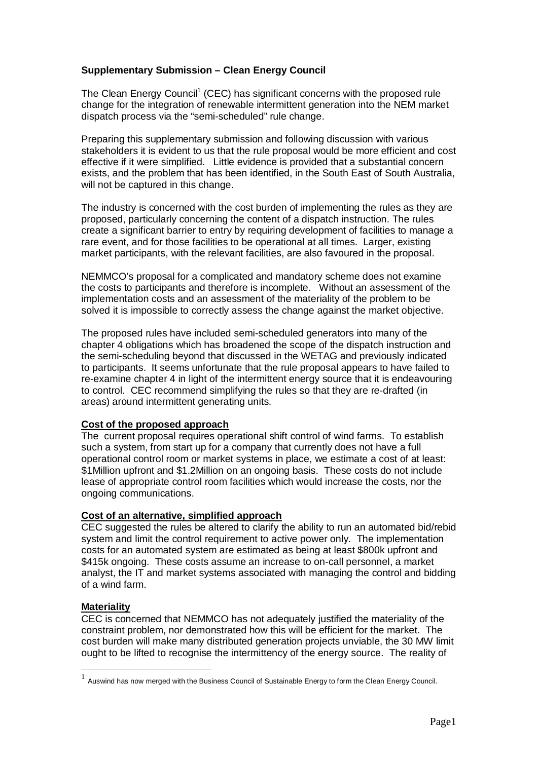**Supplementary Submission – Clean Energy Council**

The Clean Energy Council[1] (CEC) has significant concerns with the proposed rule change for the integration of renewable intermittent generation into the NEM market dispatch process via the "semi-scheduled" rule change.

Preparing this supplementary submission and following discussion with various stakeholders it is evident to us that the rule proposal would be more efficient and cost effective if it were simplified. Little evidence is provided that a substantial concern exists, and the problem that has been identified, in the South East of South Australia, will not be captured in this change.

The industry is concerned with the cost burden of implementing the rules as they are proposed, particularly concerning the content of a dispatch instruction. The rules create a significant barrier to entry by requiring development of facilities to manage a rare event, and for those facilities to be operational at all times. Larger, existing market participants, with the relevant facilities, are also favoured in the proposal.

NEMMCO's proposal for a complicated and mandatory scheme does not examine the costs to participants and therefore is incomplete. Without an assessment of the implementation costs and an assessment of the materiality of the problem to be solved it is impossible to correctly assess the change against the market objective.

The proposed rules have included semi-scheduled generators into many of the chapter 4 obligations which has broadened the scope of the dispatch instruction and the semi-scheduling beyond that discussed in the WETAG and previously indicated to participants. It seems unfortunate that the rule proposal appears to have failed to re-examine chapter 4 in light of the intermittent energy source that it is endeavouring to control. CEC recommend simplifying the rules so that they are re-drafted (in areas) around intermittent generating units.

**Cost of the proposed approach**

The current proposal requires operational shift control of wind farms. To establish such a system, from start up for a company that currently does not have a full operational control room or market systems in place, we estimate a cost of at least: $1Million upfront and $1.2Million on an ongoing basis. These costs do not include lease of appropriate control room facilities which would increase the costs, nor the ongoing communications.

**Cost of an alternative, simplified approach**

CEC suggested the rules be altered to clarify the ability to run an automated bid/rebid system and limit the control requirement to active power only. The implementation costs for an automated system are estimated as being at least $800k upfront and $415k ongoing. These costs assume an increase to on-call personnel, a market analyst, the IT and market systems associated with managing the control and bidding of a wind farm.

**Materiality**

CEC is concerned that NEMMCO has not adequately justified the materiality of the constraint problem, nor demonstrated how this will be efficient for the market. The cost burden will make many distributed generation projects unviable, the 30 MW limit ought to be lifted to recognise the intermittency of the energy source. The reality of

[1] Auswind has now merged with the Business Council of Sustainable Energy to form the Clean Energy Council.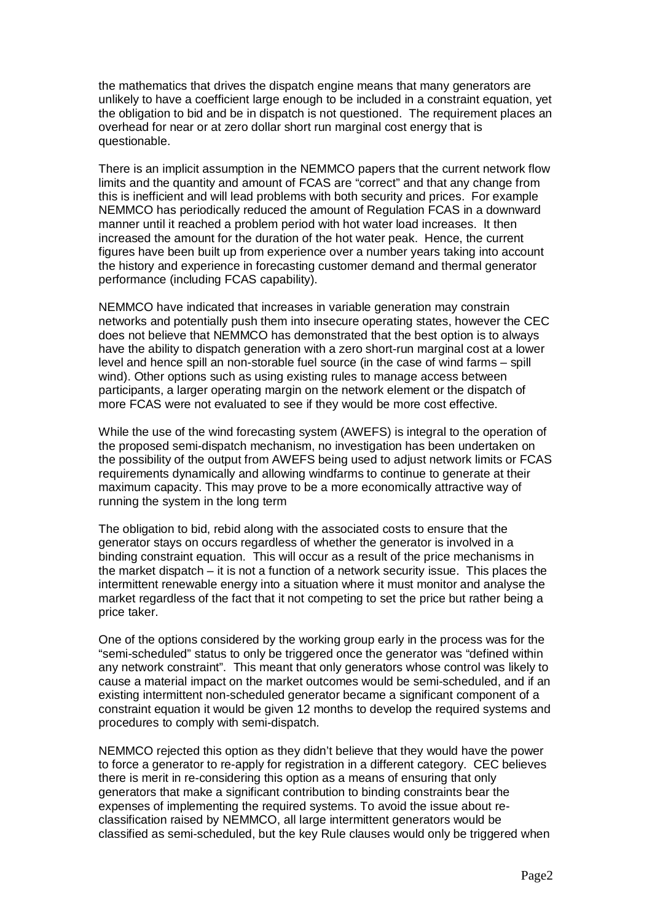the mathematics that drives the dispatch engine means that many generators are unlikely to have a coefficient large enough to be included in a constraint equation, yet the obligation to bid and be in dispatch is not questioned. The requirement places an overhead for near or at zero dollar short run marginal cost energy that is questionable.

There is an implicit assumption in the NEMMCO papers that the current network flow limits and the quantity and amount of FCAS are "correct" and that any change from this is inefficient and will lead problems with both security and prices. For example NEMMCO has periodically reduced the amount of Regulation FCAS in a downward manner until it reached a problem period with hot water load increases. It then increased the amount for the duration of the hot water peak. Hence, the current figures have been built up from experience over a number years taking into account the history and experience in forecasting customer demand and thermal generator performance (including FCAS capability).

NEMMCO have indicated that increases in variable generation may constrain networks and potentially push them into insecure operating states, however the CEC does not believe that NEMMCO has demonstrated that the best option is to always have the ability to dispatch generation with a zero short-run marginal cost at a lower level and hence spill an non-storable fuel source (in the case of wind farms – spill wind). Other options such as using existing rules to manage access between participants, a larger operating margin on the network element or the dispatch of more FCAS were not evaluated to see if they would be more cost effective.

While the use of the wind forecasting system (AWEFS) is integral to the operation of the proposed semi-dispatch mechanism, no investigation has been undertaken on the possibility of the output from AWEFS being used to adjust network limits or FCAS requirements dynamically and allowing windfarms to continue to generate at their maximum capacity. This may prove to be a more economically attractive way of running the system in the long term

The obligation to bid, rebid along with the associated costs to ensure that the generator stays on occurs regardless of whether the generator is involved in a binding constraint equation. This will occur as a result of the price mechanisms in the market dispatch – it is not a function of a network security issue. This places the intermittent renewable energy into a situation where it must monitor and analyse the market regardless of the fact that it not competing to set the price but rather being a price taker.

One of the options considered by the working group early in the process was for the "semi-scheduled" status to only be triggered once the generator was "defined within any network constraint". This meant that only generators whose control was likely to cause a material impact on the market outcomes would be semi-scheduled, and if an existing intermittent non-scheduled generator became a significant component of a constraint equation it would be given 12 months to develop the required systems and procedures to comply with semi-dispatch.

NEMMCO rejected this option as they didn't believe that they would have the power to force a generator to re-apply for registration in a different category. CEC believes there is merit in re-considering this option as a means of ensuring that only generators that make a significant contribution to binding constraints bear the expenses of implementing the required systems. To avoid the issue about re-classification raised by NEMMCO, all large intermittent generators would be classified as semi-scheduled, but the key Rule clauses would only be triggered when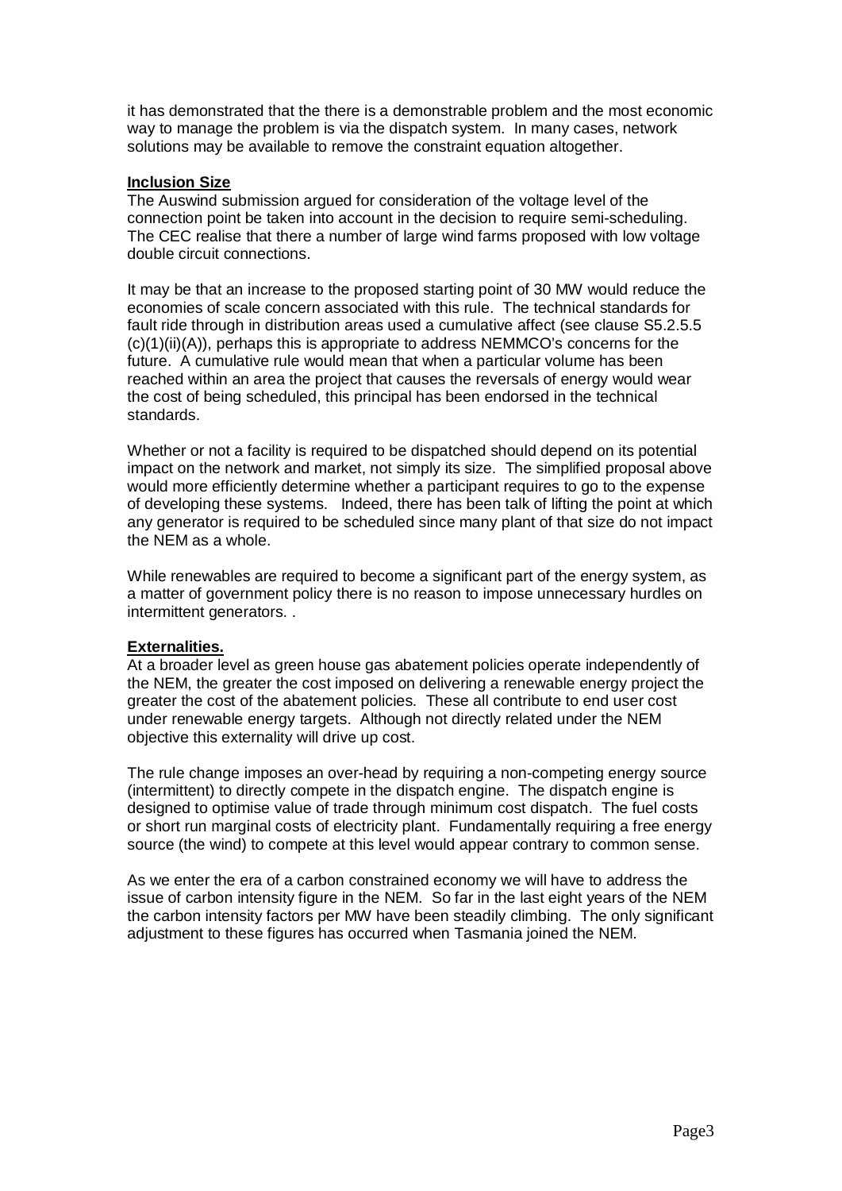it has demonstrated that the there is a demonstrable problem and the most economic way to manage the problem is via the dispatch system. In many cases, network solutions may be available to remove the constraint equation altogether.

**Inclusion Size**

The Auswind submission argued for consideration of the voltage level of the connection point be taken into account in the decision to require semi-scheduling. The CEC realise that there a number of large wind farms proposed with low voltage double circuit connections.

It may be that an increase to the proposed starting point of 30 MW would reduce the economies of scale concern associated with this rule. The technical standards for fault ride through in distribution areas used a cumulative affect (see clause S5.2.5.5 (c)(1)(ii)(A)), perhaps this is appropriate to address NEMMCO's concerns for the future. A cumulative rule would mean that when a particular volume has been reached within an area the project that causes the reversals of energy would wear the cost of being scheduled, this principal has been endorsed in the technical standards.

Whether or not a facility is required to be dispatched should depend on its potential impact on the network and market, not simply its size. The simplified proposal above would more efficiently determine whether a participant requires to go to the expense of developing these systems. Indeed, there has been talk of lifting the point at which any generator is required to be scheduled since many plant of that size do not impact the NEM as a whole.

While renewables are required to become a significant part of the energy system, as a matter of government policy there is no reason to impose unnecessary hurdles on intermittent generators. .

**Externalities.**

At a broader level as green house gas abatement policies operate independently of the NEM, the greater the cost imposed on delivering a renewable energy project the greater the cost of the abatement policies. These all contribute to end user cost under renewable energy targets. Although not directly related under the NEM objective this externality will drive up cost.

The rule change imposes an over-head by requiring a non-competing energy source (intermittent) to directly compete in the dispatch engine. The dispatch engine is designed to optimise value of trade through minimum cost dispatch. The fuel costs or short run marginal costs of electricity plant. Fundamentally requiring a free energy source (the wind) to compete at this level would appear contrary to common sense.

As we enter the era of a carbon constrained economy we will have to address the issue of carbon intensity figure in the NEM. So far in the last eight years of the NEM the carbon intensity factors per MW have been steadily climbing. The only significant adjustment to these figures has occurred when Tasmania joined the NEM.